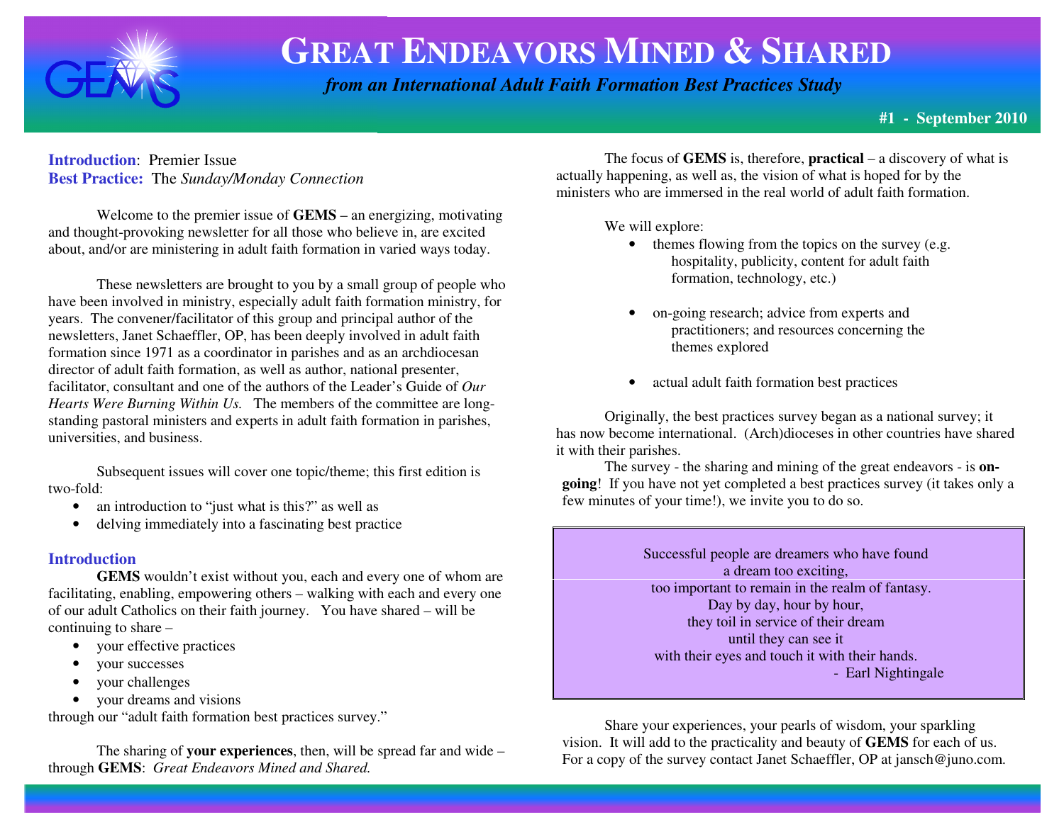# GREAT ENDEAVORS MINED & SHARED

*from an International Adult Faith Formation Best Practices Study*

**#1 - September 2010**

**Introduction**: Premier Issue
**Best Practice:** The *Sunday/Monday Connection*

Welcome to the premier issue of **GEMS** – an energizing, motivating and thought-provoking newsletter for all those who believe in, are excited about, and/or are ministering in adult faith formation in varied ways today.

These newsletters are brought to you by a small group of people who have been involved in ministry, especially adult faith formation ministry, for years. The convener/facilitator of this group and principal author of the newsletters, Janet Schaeffler, OP, has been deeply involved in adult faith formation since 1971 as a coordinator in parishes and as an archdiocesan director of adult faith formation, as well as author, national presenter, facilitator, consultant and one of the authors of the Leader's Guide of *Our Hearts Were Burning Within Us.* The members of the committee are long-standing pastoral ministers and experts in adult faith formation in parishes, universities, and business.

Subsequent issues will cover one topic/theme; this first edition is two-fold:

- an introduction to "just what is this?" as well as
- delving immediately into a fascinating best practice

## Introduction

**GEMS** wouldn't exist without you, each and every one of whom are facilitating, enabling, empowering others – walking with each and every one of our adult Catholics on their faith journey. You have shared – will be continuing to share –

- your effective practices
- your successes
- your challenges
- your dreams and visions

through our "adult faith formation best practices survey."

The sharing of **your experiences**, then, will be spread far and wide – through **GEMS**: *Great Endeavors Mined and Shared.*

The focus of **GEMS** is, therefore, **practical** – a discovery of what is actually happening, as well as, the vision of what is hoped for by the ministers who are immersed in the real world of adult faith formation.

We will explore:

- themes flowing from the topics on the survey (e.g. hospitality, publicity, content for adult faith formation, technology, etc.)
- on-going research; advice from experts and practitioners; and resources concerning the themes explored
- actual adult faith formation best practices

Originally, the best practices survey began as a national survey; it has now become international. (Arch)dioceses in other countries have shared it with their parishes.

The survey - the sharing and mining of the great endeavors - is **on-going**! If you have not yet completed a best practices survey (it takes only a few minutes of your time!), we invite you to do so.

> Successful people are dreamers who have found
> a dream too exciting,
> too important to remain in the realm of fantasy.
> Day by day, hour by hour,
> they toil in service of their dream
> until they can see it
> with their eyes and touch it with their hands.
> \- Earl Nightingale

Share your experiences, your pearls of wisdom, your sparkling vision. It will add to the practicality and beauty of **GEMS** for each of us. For a copy of the survey contact Janet Schaeffler, OP at jansch@juno.com.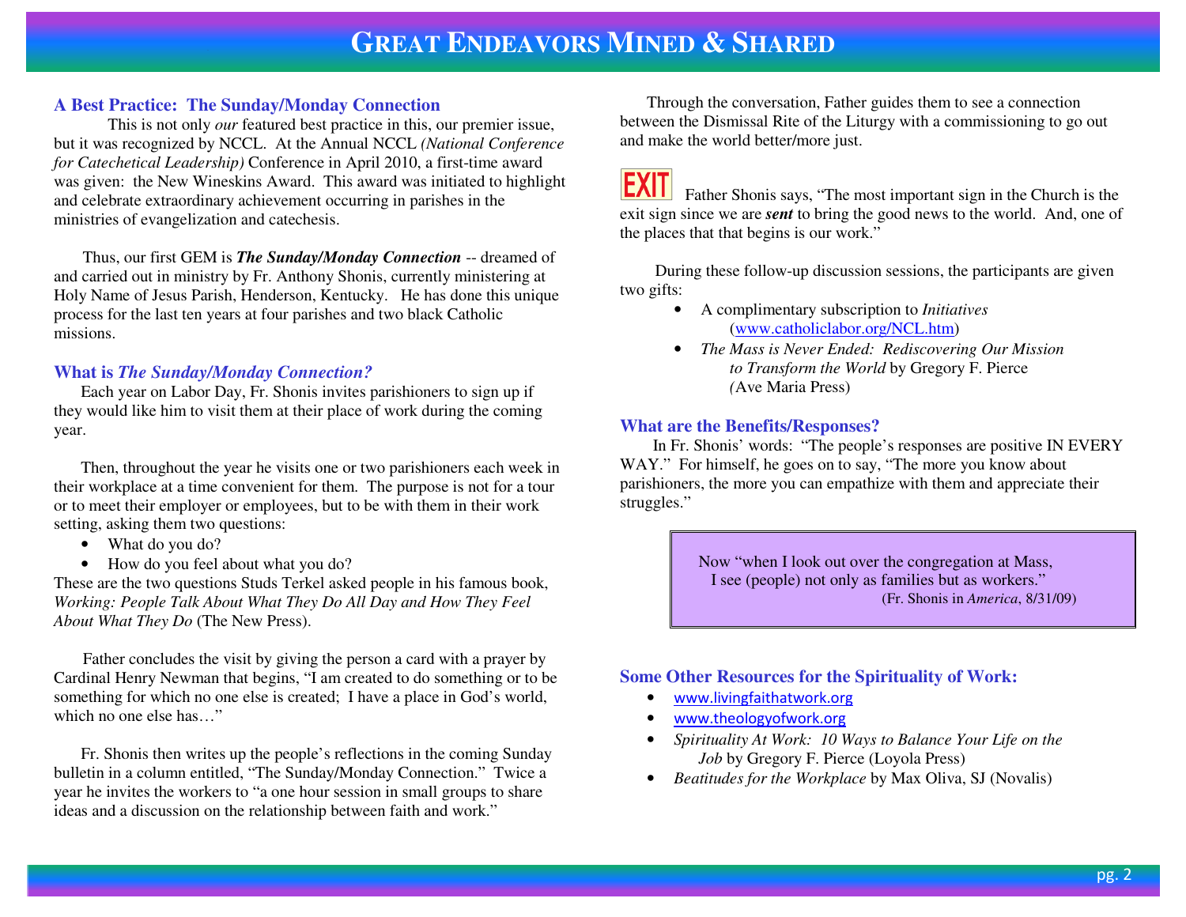# GREAT ENDEAVORS MINED & SHARED

## A Best Practice: The Sunday/Monday Connection

This is not only *our* featured best practice in this, our premier issue, but it was recognized by NCCL. At the Annual NCCL *(National Conference for Catechetical Leadership)* Conference in April 2010, a first-time award was given: the New Wineskins Award. This award was initiated to highlight and celebrate extraordinary achievement occurring in parishes in the ministries of evangelization and catechesis.

Thus, our first GEM is ***The Sunday/Monday Connection*** -- dreamed of and carried out in ministry by Fr. Anthony Shonis, currently ministering at Holy Name of Jesus Parish, Henderson, Kentucky. He has done this unique process for the last ten years at four parishes and two black Catholic missions.

## What is *The Sunday/Monday Connection?*

Each year on Labor Day, Fr. Shonis invites parishioners to sign up if they would like him to visit them at their place of work during the coming year.

Then, throughout the year he visits one or two parishioners each week in their workplace at a time convenient for them. The purpose is not for a tour or to meet their employer or employees, but to be with them in their work setting, asking them two questions:

- What do you do?
- How do you feel about what you do?

These are the two questions Studs Terkel asked people in his famous book, *Working: People Talk About What They Do All Day and How They Feel About What They Do* (The New Press).

Father concludes the visit by giving the person a card with a prayer by Cardinal Henry Newman that begins, "I am created to do something or to be something for which no one else is created; I have a place in God's world, which no one else has…"

Fr. Shonis then writes up the people's reflections in the coming Sunday bulletin in a column entitled, "The Sunday/Monday Connection." Twice a year he invites the workers to "a one hour session in small groups to share ideas and a discussion on the relationship between faith and work."

Through the conversation, Father guides them to see a connection between the Dismissal Rite of the Liturgy with a commissioning to go out and make the world better/more just.

EXIT Father Shonis says, "The most important sign in the Church is the exit sign since we are ***sent*** to bring the good news to the world. And, one of the places that that begins is our work."

During these follow-up discussion sessions, the participants are given two gifts:

- A complimentary subscription to *Initiatives* (www.catholiclabor.org/NCL.htm)
- *The Mass is Never Ended: Rediscovering Our Mission to Transform the World* by Gregory F. Pierce (Ave Maria Press)

## What are the Benefits/Responses?

In Fr. Shonis' words: "The people's responses are positive IN EVERY WAY." For himself, he goes on to say, "The more you know about parishioners, the more you can empathize with them and appreciate their struggles."

> Now "when I look out over the congregation at Mass, I see (people) not only as families but as workers."
> (Fr. Shonis in *America*, 8/31/09)

## Some Other Resources for the Spirituality of Work:

- www.livingfaithatwork.org
- www.theologyofwork.org
- *Spirituality At Work: 10 Ways to Balance Your Life on the Job* by Gregory F. Pierce (Loyola Press)
- *Beatitudes for the Workplace* by Max Oliva, SJ (Novalis)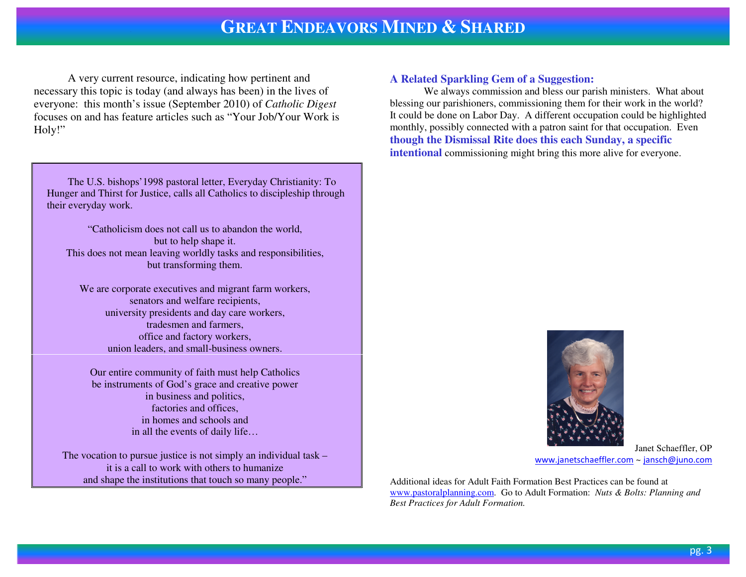# Great Endeavors Mined & Shared

A very current resource, indicating how pertinent and necessary this topic is today (and always has been) in the lives of everyone: this month's issue (September 2010) of *Catholic Digest* focuses on and has feature articles such as "Your Job/Your Work is Holy!"

> The U.S. bishops' 1998 pastoral letter, Everyday Christianity: To Hunger and Thirst for Justice, calls all Catholics to discipleship through their everyday work.
>
> "Catholicism does not call us to abandon the world,
> but to help shape it.
> This does not mean leaving worldly tasks and responsibilities,
> but transforming them.
>
> We are corporate executives and migrant farm workers,
> senators and welfare recipients,
> university presidents and day care workers,
> tradesmen and farmers,
> office and factory workers,
> union leaders, and small-business owners.
>
> Our entire community of faith must help Catholics
> be instruments of God's grace and creative power
> in business and politics,
> factories and offices,
> in homes and schools and
> in all the events of daily life…
>
> The vocation to pursue justice is not simply an individual task –
> it is a call to work with others to humanize
> and shape the institutions that touch so many people."

**A Related Sparkling Gem of a Suggestion:**

We always commission and bless our parish ministers. What about blessing our parishioners, commissioning them for their work in the world? It could be done on Labor Day. A different occupation could be highlighted monthly, possibly connected with a patron saint for that occupation. Even **though the Dismissal Rite does this each Sunday, a specific intentional** commissioning might bring this more alive for everyone.

Janet Schaeffler, OP
www.janetschaeffler.com ~ jansch@juno.com

Additional ideas for Adult Faith Formation Best Practices can be found at www.pastoralplanning.com. Go to Adult Formation: *Nuts & Bolts: Planning and Best Practices for Adult Formation.*